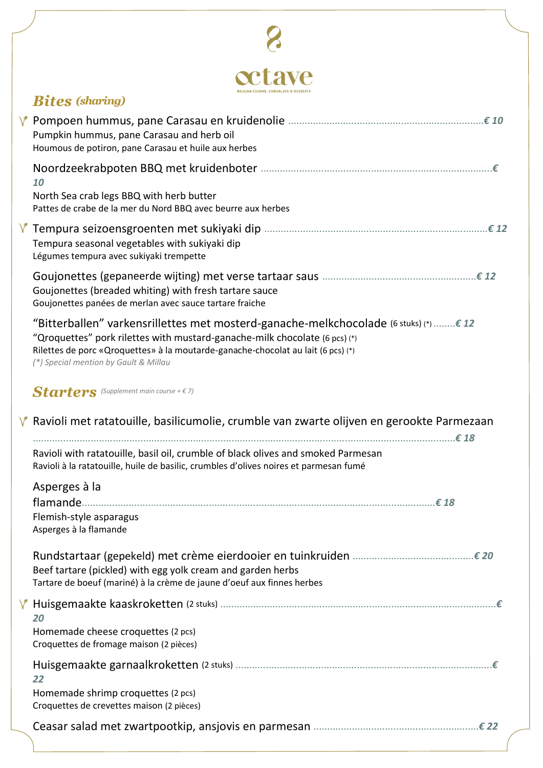# octave

BELGIAN CUISINE, CHOCOLATE & DESSERTS

## *Bites (sharing)*

Pompoen hummus, pane Carasau en kruidenolie ........ *€ 10*
Pumpkin hummus, pane Carasau and herb oil
Houmous de potiron, pane Carasau et huile aux herbes

Noordzeekrabpoten BBQ met kruidenboter ........ *€ 10*
North Sea crab legs BBQ with herb butter
Pattes de crabe de la mer du Nord BBQ avec beurre aux herbes

Tempura seizoensgroenten met sukiyaki dip ........ *€ 12*
Tempura seasonal vegetables with sukiyaki dip
Légumes tempura avec sukiyaki trempette

Goujonettes (gepaneerde wijting) met verse tartaar saus ........ *€ 12*
Goujonettes (breaded whiting) with fresh tartare sauce
Goujonettes panées de merlan avec sauce tartare fraiche

“Bitterballen” varkensrillettes met mosterd-ganache-melkchocolade (6 stuks) (*) ........ *€ 12*
“Qroquettes” pork rilettes with mustard-ganache-milk chocolate (6 pcs) (*)
Rilettes de porc «Qroquettes» à la moutarde-ganache-chocolat au lait (6 pcs) (*)
*(*) Special mention by Gault & Millau*

## *Starters* *(Supplement main course + € 7)*

Ravioli met ratatouille, basilicumolie, crumble van zwarte olijven en gerookte Parmezaan ........ *€ 18*
Ravioli with ratatouille, basil oil, crumble of black olives and smoked Parmesan
Ravioli à la ratatouille, huile de basilic, crumbles d’olives noires et parmesan fumé

Asperges à la flamande ........ *€ 18*
Flemish-style asparagus
Asperges à la flamande

Rundstartaar (gepekeld) met crème eierdooier en tuinkruiden ........ *€ 20*
Beef tartare (pickled) with egg yolk cream and garden herbs
Tartare de boeuf (mariné) à la crème de jaune d’oeuf aux finnes herbes

Huisgemaakte kaaskroketten (2 stuks) ........ *€ 20*
Homemade cheese croquettes (2 pcs)
Croquettes de fromage maison (2 pièces)

Huisgemaakte garnaalkroketten (2 stuks) ........ *€ 22*
Homemade shrimp croquettes (2 pcs)
Croquettes de crevettes maison (2 pièces)

Ceasar salad met zwartpootkip, ansjovis en parmesan ........ *€ 22*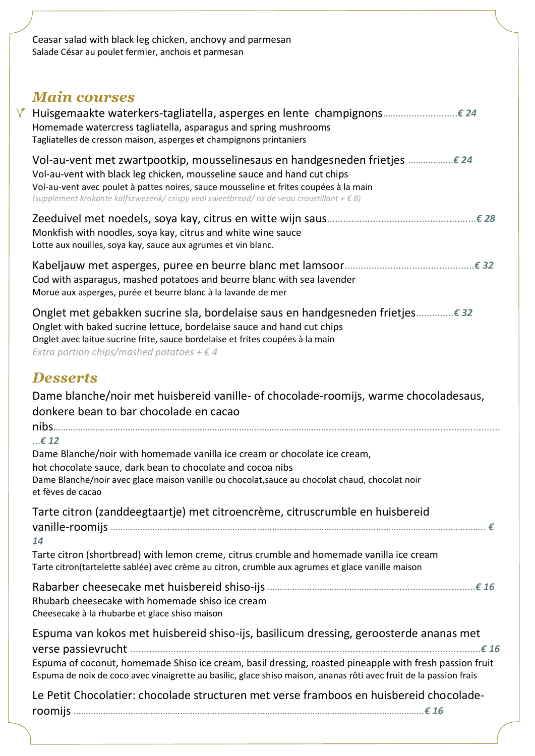Ceasar salad with black leg chicken, anchovy and parmesan
Salade César au poulet fermier, anchois et parmesan

## Main courses

Huisgemaakte waterkers-tagliatella, asperges en lente  champignons............................€ 24
Homemade watercress tagliatella, asparagus and spring mushrooms
Tagliatelles de cresson maison, asperges et champignons printaniers

Vol-au-vent met zwartpootkip, mousselinesaus en handgesneden frietjes ..................€ 24
Vol-au-vent with black leg chicken, mousseline sauce and hand cut chips
Vol-au-vent avec poulet à pattes noires, sauce mousseline et frites coupées à la main
*(supplement krokante kalfszwezerik/ crispy veal sweetbread/ ris de veau croustillant + € 8)*

Zeeduivel met noedels, soya kay, citrus en witte wijn saus......................................................€ 28
Monkfish with noodles, soya kay, citrus and white wine sauce
Lotte aux nouilles, soya kay, sauce aux agrumes et vin blanc.

Kabeljauw met asperges, puree en beurre blanc met lamsoor................................................€ 32
Cod with asparagus, mashed potatoes and beurre blanc with sea lavender
Morue aux asperges, purée et beurre blanc à la lavande de mer

Onglet met gebakken sucrine sla, bordelaise saus en handgesneden frietjes..............€ 32
Onglet with baked sucrine lettuce, bordelaise sauce and hand cut chips
Onglet avec laitue sucrine frite, sauce bordelaise et frites coupées à la main
*Extra portion chips/mashed potatoes + € 4*

## Desserts

Dame blanche/noir met huisbereid vanille- of chocolade-roomijs, warme chocoladesaus, donkere bean to bar chocolade en cacao nibs.......................................................................................................................................€ 12
Dame Blanche/noir with homemade vanilla ice cream or chocolate ice cream, hot chocolate sauce, dark bean to chocolate and cocoa nibs
Dame Blanche/noir avec glace maison vanille ou chocolat,sauce au chocolat chaud, chocolat noir et fèves de cacao

Tarte citron (zanddeegtaartje) met citroencrème, citruscrumble en huisbereid vanille-roomijs ..................................................................................................................................... € 14
Tarte citron (shortbread) with lemon creme, citrus crumble and homemade vanilla ice cream
Tarte citron(tartelette sablée) avec crème au citron, crumble aux agrumes et glace vanille maison

Rabarber cheesecake met huisbereid shiso-ijs ................................................................................€ 16
Rhubarb cheesecake with homemade shiso ice cream
Cheesecake à la rhubarbe et glace shiso maison

Espuma van kokos met huisbereid shiso-ijs, basilicum dressing, geroosterde ananas met verse passievrucht ....................................................................................................................................€ 16
Espuma of coconut, homemade Shiso ice cream, basil dressing, roasted pineapple with fresh passion fruit
Espuma de noix de coco avec vinaigrette au basilic, glace shiso maison, ananas rôti avec fruit de la passion frais

Le Petit Chocolatier: chocolade structuren met verse framboos en huisbereid chocolade-roomijs ..........................................................................................................................................€ 16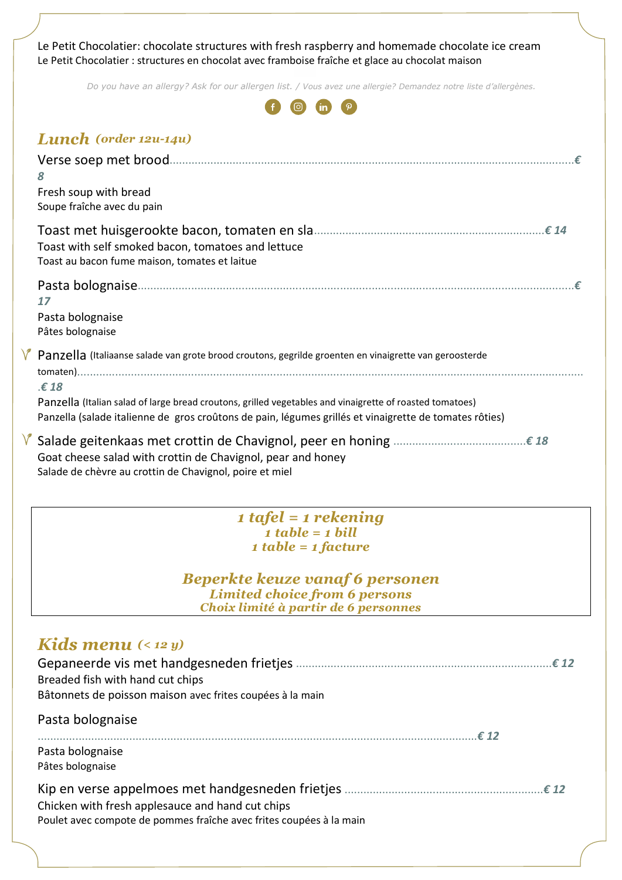Le Petit Chocolatier: chocolate structures with fresh raspberry and homemade chocolate ice cream
Le Petit Chocolatier : structures en chocolat avec framboise fraîche et glace au chocolat maison

*Do you have an allergy? Ask for our allergen list. / Vous avez une allergie? Demandez notre liste d'allergènes.*

## *Lunch (order 12u-14u)*

Verse soep met brood........................................................ *€ 8*
Fresh soup with bread
Soupe fraîche avec du pain

Toast met huisgerookte bacon, tomaten en sla........................................................ *€ 14*
Toast with self smoked bacon, tomatoes and lettuce
Toast au bacon fume maison, tomates et laitue

Pasta bolognaise........................................................ *€ 17*
Pasta bolognaise
Pâtes bolognaise

Panzella (Italiaanse salade van grote brood croutons, gegrilde groenten en vinaigrette van geroosterde tomaten)........................................................ *€ 18*
Panzella (Italian salad of large bread croutons, grilled vegetables and vinaigrette of roasted tomatoes)
Panzella (salade italienne de gros croûtons de pain, légumes grillés et vinaigrette de tomates rôties)

Salade geitenkaas met crottin de Chavignol, peer en honing ........................................................ *€ 18*
Goat cheese salad with crottin de Chavignol, pear and honey
Salade de chèvre au crottin de Chavignol, poire et miel

***1 tafel = 1 rekening***
***1 table = 1 bill***
***1 table = 1 facture***

***Beperkte keuze vanaf 6 personen***
***Limited choice from 6 persons***
***Choix limité à partir de 6 personnes***

## *Kids menu (< 12 y)*

Gepaneerde vis met handgesneden frietjes ........................................................ *€ 12*
Breaded fish with hand cut chips
Bâtonnets de poisson maison avec frites coupées à la main

Pasta bolognaise ........................................................ *€ 12*
Pasta bolognaise
Pâtes bolognaise

Kip en verse appelmoes met handgesneden frietjes ........................................................ *€ 12*
Chicken with fresh applesauce and hand cut chips
Poulet avec compote de pommes fraîche avec frites coupées à la main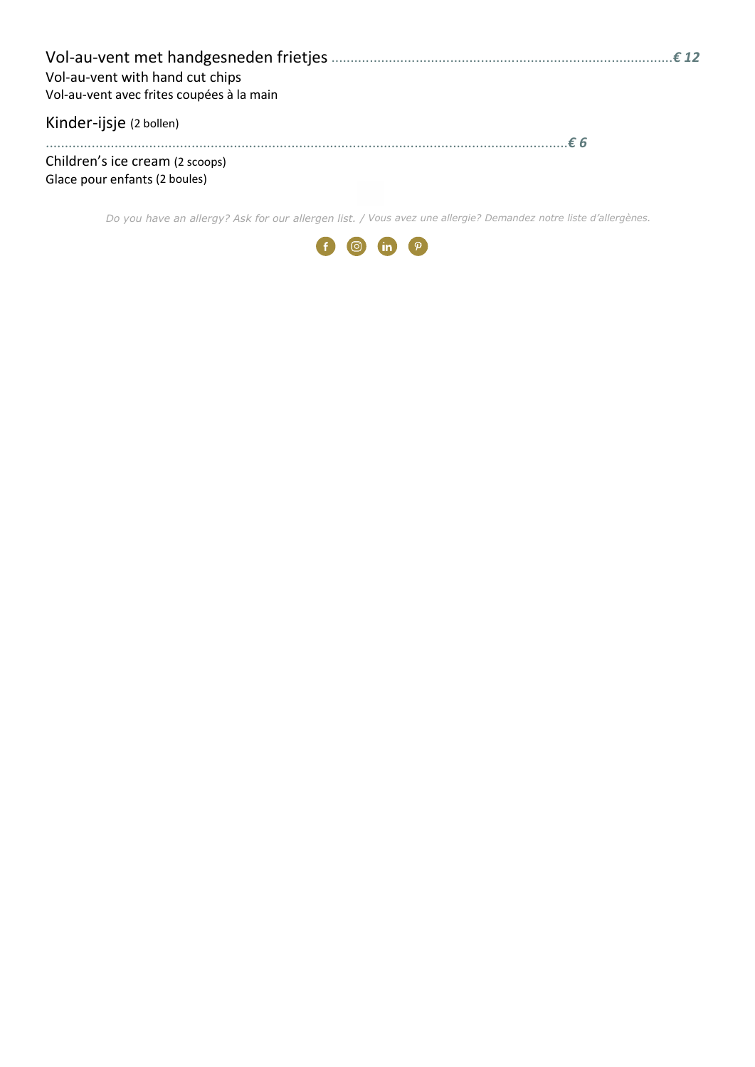Vol-au-vent met handgesneden frietjes ........................................................................................ *€ 12*
Vol-au-vent with hand cut chips
Vol-au-vent avec frites coupées à la main

Kinder-ijsje (2 bollen)
........................................................................................................................................ *€ 6*
Children's ice cream (2 scoops)
Glace pour enfants (2 boules)

*Do you have an allergy? Ask for our allergen list. / Vous avez une allergie? Demandez notre liste d'allergènes.*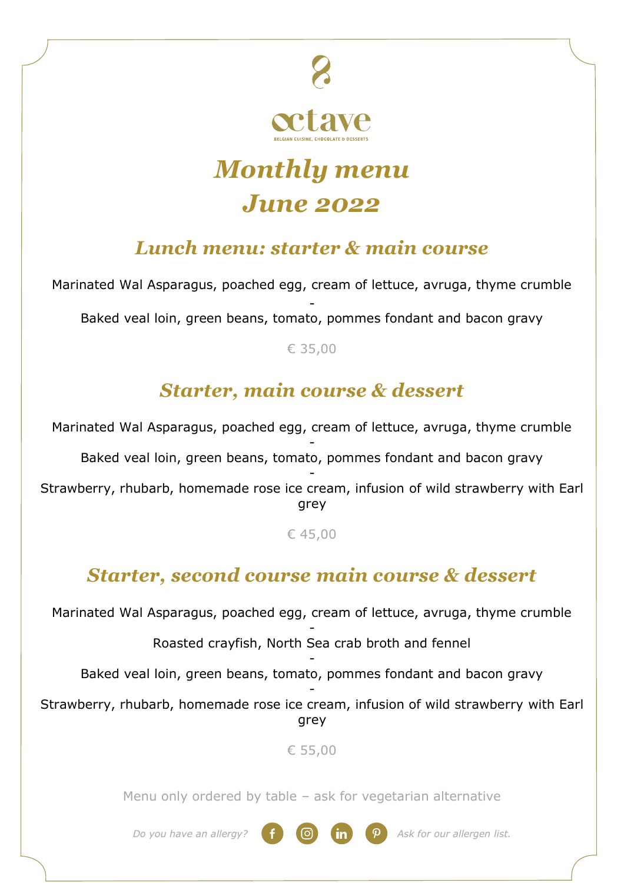octave

BELGIAN CUISINE, CHOCOLATE & DESSERTS

# *Monthly menu June 2022*

## *Lunch menu: starter & main course*

Marinated Wal Asparagus, poached egg, cream of lettuce, avruga, thyme crumble

-

Baked veal loin, green beans, tomato, pommes fondant and bacon gravy

€ 35,00

## *Starter, main course & dessert*

Marinated Wal Asparagus, poached egg, cream of lettuce, avruga, thyme crumble

-

Baked veal loin, green beans, tomato, pommes fondant and bacon gravy

-

Strawberry, rhubarb, homemade rose ice cream, infusion of wild strawberry with Earl grey

€ 45,00

## *Starter, second course main course & dessert*

Marinated Wal Asparagus, poached egg, cream of lettuce, avruga, thyme crumble

-

Roasted crayfish, North Sea crab broth and fennel

-

Baked veal loin, green beans, tomato, pommes fondant and bacon gravy

-

Strawberry, rhubarb, homemade rose ice cream, infusion of wild strawberry with Earl grey

€ 55,00

Menu only ordered by table – ask for vegetarian alternative

*Do you have an allergy?* *Ask for our allergen list.*